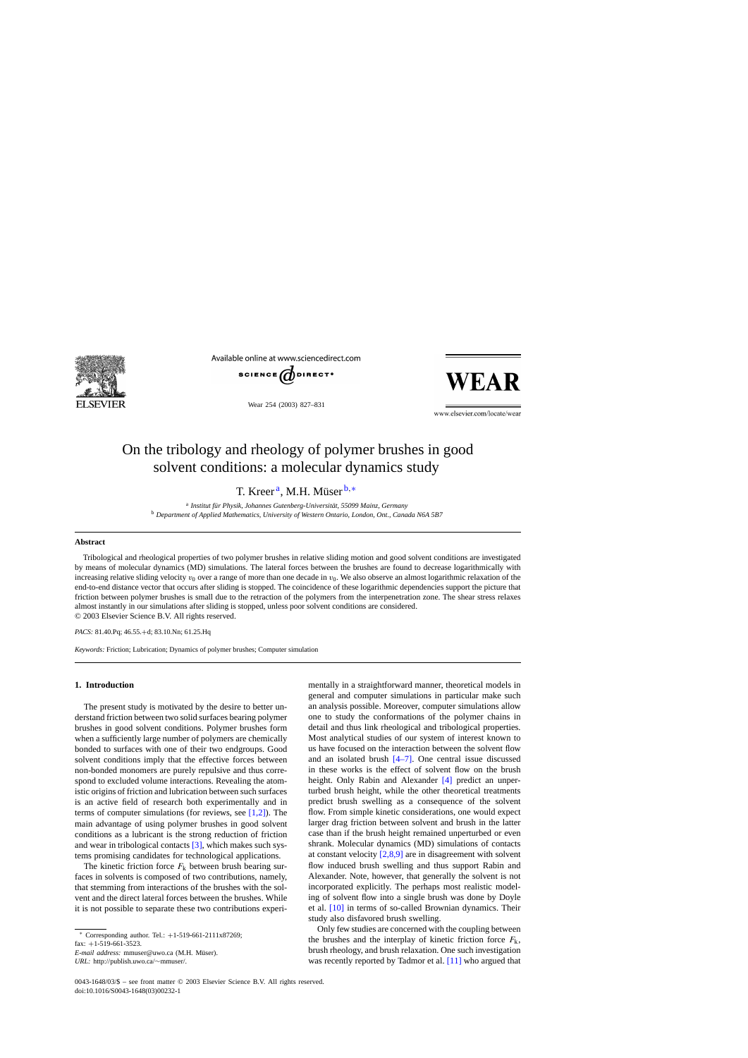# On the tribology and rheology of polymer brushes in good solvent conditions: a molecular dynamics study

T. Kreer [a], M.H. Müser [b,*]

[a] *Institut für Physik, Johannes Gutenberg-Universität, 55099 Mainz, Germany*
[b] *Department of Applied Mathematics, University of Western Ontario, London, Ont., Canada N6A 5B7*

## Abstract

Tribological and rheological properties of two polymer brushes in relative sliding motion and good solvent conditions are investigated by means of molecular dynamics (MD) simulations. The lateral forces between the brushes are found to decrease logarithmically with increasing relative sliding velocity $v_0$ over a range of more than one decade in $v_0$. We also observe an almost logarithmic relaxation of the end-to-end distance vector that occurs after sliding is stopped. The coincidence of these logarithmic dependencies support the picture that friction between polymer brushes is small due to the retraction of the polymers from the interpenetration zone. The shear stress relaxes almost instantly in our simulations after sliding is stopped, unless poor solvent conditions are considered.
© 2003 Elsevier Science B.V. All rights reserved.

*PACS:* 81.40.Pq; 46.55.+d; 83.10.Nn; 61.25.Hq

*Keywords:* Friction; Lubrication; Dynamics of polymer brushes; Computer simulation

## 1. Introduction

The present study is motivated by the desire to better understand friction between two solid surfaces bearing polymer brushes in good solvent conditions. Polymer brushes form when a sufficiently large number of polymers are chemically bonded to surfaces with one of their two endgroups. Good solvent conditions imply that the effective forces between non-bonded monomers are purely repulsive and thus correspond to excluded volume interactions. Revealing the atomistic origins of friction and lubrication between such surfaces is an active field of research both experimentally and in terms of computer simulations (for reviews, see [1,2]). The main advantage of using polymer brushes in good solvent conditions as a lubricant is the strong reduction of friction and wear in tribological contacts [3], which makes such systems promising candidates for technological applications.

The kinetic friction force $F_k$ between brush bearing surfaces in solvents is composed of two contributions, namely, that stemming from interactions of the brushes with the solvent and the direct lateral forces between the brushes. While it is not possible to separate these two contributions experimentally in a straightforward manner, theoretical models in general and computer simulations in particular make such an analysis possible. Moreover, computer simulations allow one to study the conformations of the polymer chains in detail and thus link rheological and tribological properties. Most analytical studies of our system of interest known to us have focused on the interaction between the solvent flow and an isolated brush [4–7]. One central issue discussed in these works is the effect of solvent flow on the brush height. Only Rabin and Alexander [4] predict an unperturbed brush height, while the other theoretical treatments predict brush swelling as a consequence of the solvent flow. From simple kinetic considerations, one would expect larger drag friction between solvent and brush in the latter case than if the brush height remained unperturbed or even shrank. Molecular dynamics (MD) simulations of contacts at constant velocity [2,8,9] are in disagreement with solvent flow induced brush swelling and thus support Rabin and Alexander. Note, however, that generally the solvent is not incorporated explicitly. The perhaps most realistic modeling of solvent flow into a single brush was done by Doyle et al. [10] in terms of so-called Brownian dynamics. Their study also disfavored brush swelling.

Only few studies are concerned with the coupling between the brushes and the interplay of kinetic friction force $F_k$, brush rheology, and brush relaxation. One such investigation was recently reported by Tadmor et al. [11] who argued that

---

* Corresponding author. Tel.: +1-519-661-2111x87269; fax: +1-519-661-3523.
*E-mail address:* mmuser@uwo.ca (M.H. Müser).
*URL:* http://publish.uwo.ca/~mmuser/.

0043-1648/03/$ – see front matter © 2003 Elsevier Science B.V. All rights reserved.
doi:10.1016/S0043-1648(03)00232-1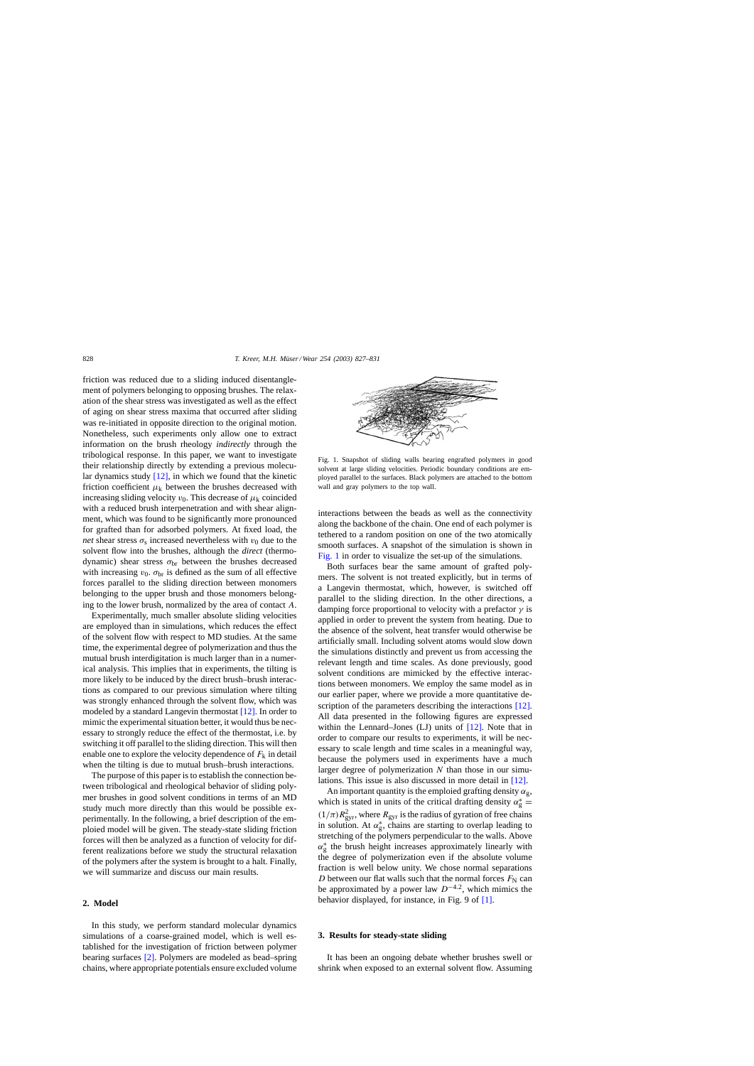friction was reduced due to a sliding induced disentanglement of polymers belonging to opposing brushes. The relaxation of the shear stress was investigated as well as the effect of aging on shear stress maxima that occurred after sliding was re-initiated in opposite direction to the original motion. Nonetheless, such experiments only allow one to extract information on the brush rheology *indirectly* through the tribological response. In this paper, we want to investigate their relationship directly by extending a previous molecular dynamics study [12], in which we found that the kinetic friction coefficient $\mu_k$ between the brushes decreased with increasing sliding velocity $v_0$. This decrease of $\mu_k$ coincided with a reduced brush interpenetration and with shear alignment, which was found to be significantly more pronounced for grafted than for adsorbed polymers. At fixed load, the *net* shear stress $\sigma_s$ increased nevertheless with $v_0$ due to the solvent flow into the brushes, although the *direct* (thermodynamic) shear stress $\sigma_{br}$ between the brushes decreased with increasing $v_0$. $\sigma_{br}$ is defined as the sum of all effective forces parallel to the sliding direction between monomers belonging to the upper brush and those monomers belonging to the lower brush, normalized by the area of contact $A$.

Experimentally, much smaller absolute sliding velocities are employed than in simulations, which reduces the effect of the solvent flow with respect to MD studies. At the same time, the experimental degree of polymerization and thus the mutual brush interdigitation is much larger than in a numerical analysis. This implies that in experiments, the tilting is more likely to be induced by the direct brush–brush interactions as compared to our previous simulation where tilting was strongly enhanced through the solvent flow, which was modeled by a standard Langevin thermostat [12]. In order to mimic the experimental situation better, it would thus be necessary to strongly reduce the effect of the thermostat, i.e. by switching it off parallel to the sliding direction. This will then enable one to explore the velocity dependence of $F_k$ in detail when the tilting is due to mutual brush–brush interactions.

The purpose of this paper is to establish the connection between tribological and rheological behavior of sliding polymer brushes in good solvent conditions in terms of an MD study much more directly than this would be possible experimentally. In the following, a brief description of the emploied model will be given. The steady-state sliding friction forces will then be analyzed as a function of velocity for different realizations before we study the structural relaxation of the polymers after the system is brought to a halt. Finally, we will summarize and discuss our main results.

## 2. Model

In this study, we perform standard molecular dynamics simulations of a coarse-grained model, which is well established for the investigation of friction between polymer bearing surfaces [2]. Polymers are modeled as bead–spring chains, where appropriate potentials ensure excluded volume interactions between the beads as well as the connectivity along the backbone of the chain. One end of each polymer is tethered to a random position on one of the two atomically smooth surfaces. A snapshot of the simulation is shown in Fig. 1 in order to visualize the set-up of the simulations.

Fig. 1. Snapshot of sliding walls bearing engrafted polymers in good solvent at large sliding velocities. Periodic boundary conditions are employed parallel to the surfaces. Black polymers are attached to the bottom wall and gray polymers to the top wall.

Both surfaces bear the same amount of grafted polymers. The solvent is not treated explicitly, but in terms of a Langevin thermostat, which, however, is switched off parallel to the sliding direction. In the other directions, a damping force proportional to velocity with a prefactor $\gamma$ is applied in order to prevent the system from heating. Due to the absence of the solvent, heat transfer would otherwise be artificially small. Including solvent atoms would slow down the simulations distinctly and prevent us from accessing the relevant length and time scales. As done previously, good solvent conditions are mimicked by the effective interactions between monomers. We employ the same model as in our earlier paper, where we provide a more quantitative description of the parameters describing the interactions [12]. All data presented in the following figures are expressed within the Lennard–Jones (LJ) units of [12]. Note that in order to compare our results to experiments, it will be necessary to scale length and time scales in a meaningful way, because the polymers used in experiments have a much larger degree of polymerization $N$ than those in our simulations. This issue is also discussed in more detail in [12].

An important quantity is the emploied grafting density $\alpha_g$, which is stated in units of the critical drafting density $\alpha_g^* = (1/\pi)R_{gyr}^2$, where $R_{gyr}$ is the radius of gyration of free chains in solution. At $\alpha_g^*$, chains are starting to overlap leading to stretching of the polymers perpendicular to the walls. Above $\alpha_g^*$ the brush height increases approximately linearly with the degree of polymerization even if the absolute volume fraction is well below unity. We chose normal separations $D$ between our flat walls such that the normal forces $F_N$ can be approximated by a power law $D^{-4.2}$, which mimics the behavior displayed, for instance, in Fig. 9 of [1].

## 3. Results for steady-state sliding

It has been an ongoing debate whether brushes swell or shrink when exposed to an external solvent flow. Assuming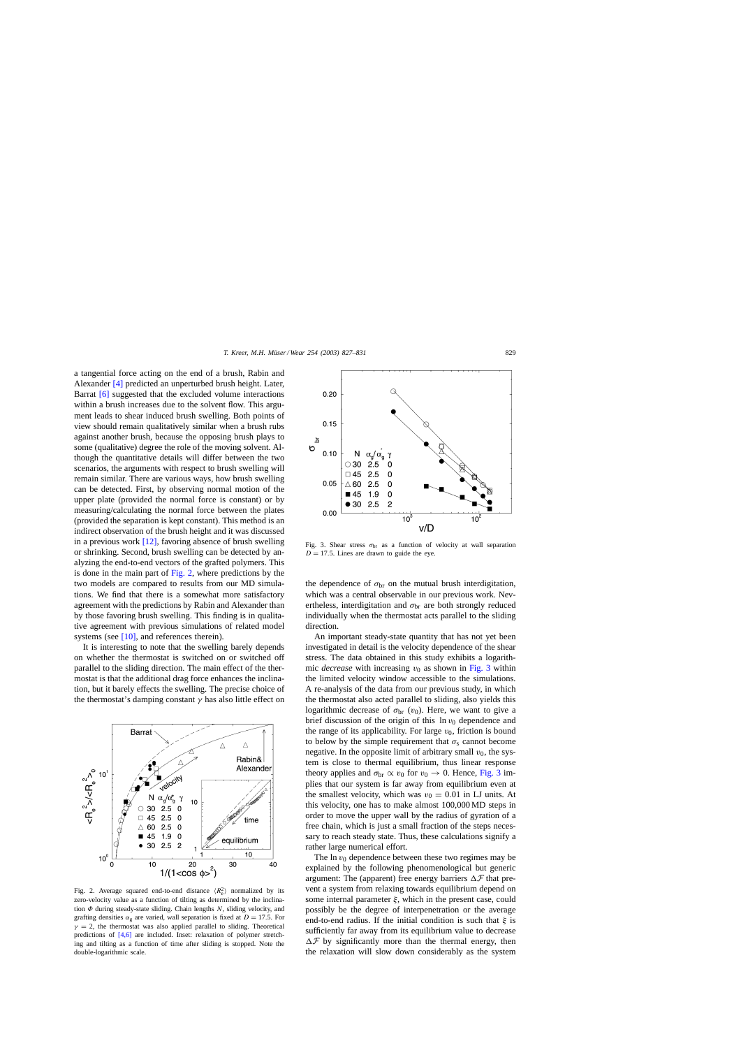a tangential force acting on the end of a brush, Rabin and Alexander [4] predicted an unperturbed brush height. Later, Barrat [6] suggested that the excluded volume interactions within a brush increases due to the solvent flow. This argument leads to shear induced brush swelling. Both points of view should remain qualitatively similar when a brush rubs against another brush, because the opposing brush plays to some (qualitative) degree the role of the moving solvent. Although the quantitative details will differ between the two scenarios, the arguments with respect to brush swelling will remain similar. There are various ways, how brush swelling can be detected. First, by observing normal motion of the upper plate (provided the normal force is constant) or by measuring/calculating the normal force between the plates (provided the separation is kept constant). This method is an indirect observation of the brush height and it was discussed in a previous work [12], favoring absence of brush swelling or shrinking. Second, brush swelling can be detected by analyzing the end-to-end vectors of the grafted polymers. This is done in the main part of Fig. 2, where predictions by the two models are compared to results from our MD simulations. We find that there is a somewhat more satisfactory agreement with the predictions by Rabin and Alexander than by those favoring brush swelling. This finding is in qualitative agreement with previous simulations of related model systems (see [10], and references therein).

It is interesting to note that the swelling barely depends on whether the thermostat is switched on or switched off parallel to the sliding direction. The main effect of the thermostat is that the additional drag force enhances the inclination, but it barely effects the swelling. The precise choice of the thermostat's damping constant $\gamma$ has also little effect on

Fig. 2. Average squared end-to-end distance $\langle R_e^2 \rangle$ normalized by its zero-velocity value as a function of tilting as determined by the inclination $\Phi$ during steady-state sliding. Chain lengths $N$, sliding velocity, and grafting densities $\alpha_g$ are varied, wall separation is fixed at $D = 17.5$. For $\gamma = 2$, the thermostat was also applied parallel to sliding. Theoretical predictions of [4,6] are included. Inset: relaxation of polymer stretching and tilting as a function of time after sliding is stopped. Note the double-logarithmic scale.

Fig. 3. Shear stress $\sigma_{br}$ as a function of velocity at wall separation $D = 17.5$. Lines are drawn to guide the eye.

the dependence of $\sigma_{br}$ on the mutual brush interdigitation, which was a central observable in our previous work. Nevertheless, interdigitation and $\sigma_{br}$ are both strongly reduced individually when the thermostat acts parallel to the sliding direction.

An important steady-state quantity that has not yet been investigated in detail is the velocity dependence of the shear stress. The data obtained in this study exhibits a logarithmic *decrease* with increasing $v_0$ as shown in Fig. 3 within the limited velocity window accessible to the simulations. A re-analysis of the data from our previous study, in which the thermostat also acted parallel to sliding, also yields this logarithmic decrease of $\sigma_{br}$ $(v_0)$. Here, we want to give a brief discussion of the origin of this $\ln v_0$ dependence and the range of its applicability. For large $v_0$, friction is bound to below by the simple requirement that $\sigma_s$ cannot become negative. In the opposite limit of arbitrary small $v_0$, the system is close to thermal equilibrium, thus linear response theory applies and $\sigma_{br} \propto v_0$ for $v_0 \to 0$. Hence, Fig. 3 implies that our system is far away from equilibrium even at the smallest velocity, which was $v_0 = 0.01$ in LJ units. At this velocity, one has to make almost 100,000 MD steps in order to move the upper wall by the radius of gyration of a free chain, which is just a small fraction of the steps necessary to reach steady state. Thus, these calculations signify a rather large numerical effort.

The $\ln v_0$ dependence between these two regimes may be explained by the following phenomenological but generic argument: The (apparent) free energy barriers $\Delta\mathcal{F}$ that prevent a system from relaxing towards equilibrium depend on some internal parameter $\xi$, which in the present case, could possibly be the degree of interpenetration or the average end-to-end radius. If the initial condition is such that $\xi$ is sufficiently far away from its equilibrium value to decrease $\Delta\mathcal{F}$ by significantly more than the thermal energy, then the relaxation will slow down considerably as the system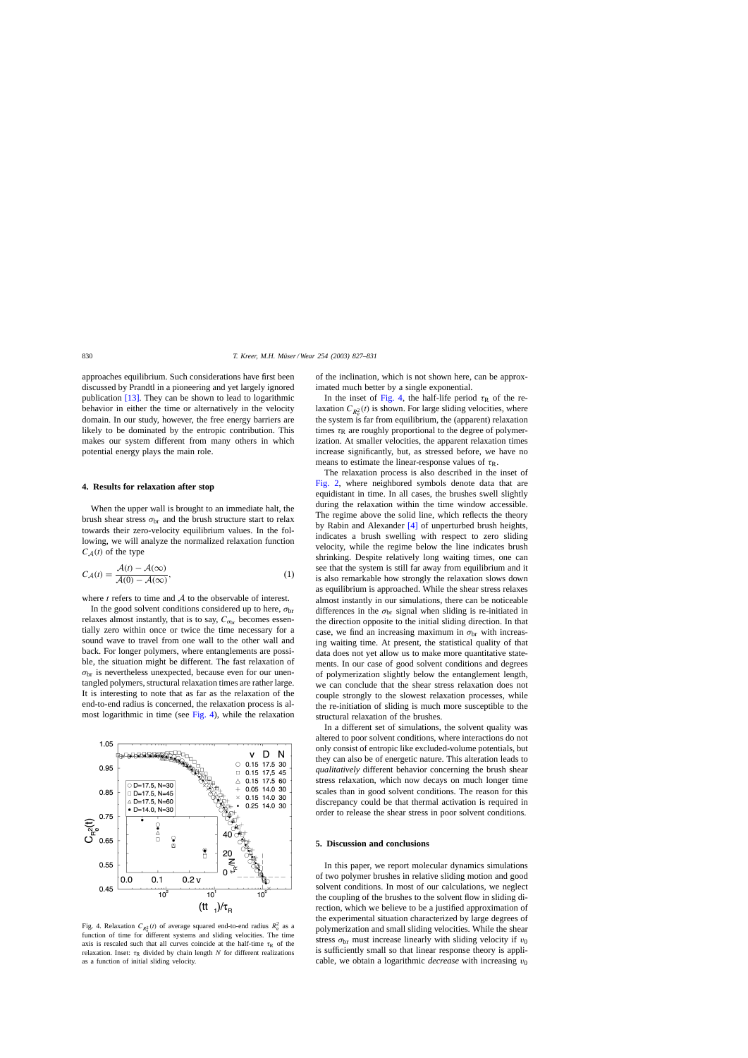approaches equilibrium. Such considerations have first been discussed by Prandtl in a pioneering and yet largely ignored publication [13]. They can be shown to lead to logarithmic behavior in either the time or alternatively in the velocity domain. In our study, however, the free energy barriers are likely to be dominated by the entropic contribution. This makes our system different from many others in which potential energy plays the main role.

## 4. Results for relaxation after stop

When the upper wall is brought to an immediate halt, the brush shear stress $\sigma_{\text{br}}$ and the brush structure start to relax towards their zero-velocity equilibrium values. In the following, we will analyze the normalized relaxation function $C_{\mathcal{A}}(t)$ of the type

$$C_{\mathcal{A}}(t) = \frac{\mathcal{A}(t) - \mathcal{A}(\infty)}{\mathcal{A}(0) - \mathcal{A}(\infty)}, \tag{1}$$

where $t$ refers to time and $\mathcal{A}$ to the observable of interest.

In the good solvent conditions considered up to here, $\sigma_{\text{br}}$ relaxes almost instantly, that is to say, $C_{\sigma_{\text{br}}}$ becomes essentially zero within once or twice the time necessary for a sound wave to travel from one wall to the other wall and back. For longer polymers, where entanglements are possible, the situation might be different. The fast relaxation of $\sigma_{\text{br}}$ is nevertheless unexpected, because even for our unentangled polymers, structural relaxation times are rather large. It is interesting to note that as far as the relaxation of the end-to-end radius is concerned, the relaxation process is almost logarithmic in time (see Fig. 4), while the relaxation of the inclination, which is not shown here, can be approximated much better by a single exponential.

Fig. 4. Relaxation $C_{R_e^2}(t)$ of average squared end-to-end radius $R_e^2$ as a function of time for different systems and sliding velocities. The time axis is rescaled such that all curves coincide at the half-time $\tau_R$ of the relaxation. Inset: $\tau_R$ divided by chain length $N$ for different realizations as a function of initial sliding velocity.

In the inset of Fig. 4, the half-life period $\tau_R$ of the relaxation $C_{R_e^2}(t)$ is shown. For large sliding velocities, where the system is far from equilibrium, the (apparent) relaxation times $\tau_R$ are roughly proportional to the degree of polymerization. At smaller velocities, the apparent relaxation times increase significantly, but, as stressed before, we have no means to estimate the linear-response values of $\tau_R$.

The relaxation process is also described in the inset of Fig. 2, where neighbored symbols denote data that are equidistant in time. In all cases, the brushes swell slightly during the relaxation within the time window accessible. The regime above the solid line, which reflects the theory by Rabin and Alexander [4] of unperturbed brush heights, indicates a brush swelling with respect to zero sliding velocity, while the regime below the line indicates brush shrinking. Despite relatively long waiting times, one can see that the system is still far away from equilibrium and it is also remarkable how strongly the relaxation slows down as equilibrium is approached. While the shear stress relaxes almost instantly in our simulations, there can be noticeable differences in the $\sigma_{\text{br}}$ signal when sliding is re-initiated in the direction opposite to the initial sliding direction. In that case, we find an increasing maximum in $\sigma_{\text{br}}$ with increasing waiting time. At present, the statistical quality of that data does not yet allow us to make more quantitative statements. In our case of good solvent conditions and degrees of polymerization slightly below the entanglement length, we can conclude that the shear stress relaxation does not couple strongly to the slowest relaxation processes, while the re-initiation of sliding is much more susceptible to the structural relaxation of the brushes.

In a different set of simulations, the solvent quality was altered to poor solvent conditions, where interactions do not only consist of entropic like excluded-volume potentials, but they can also be of energetic nature. This alteration leads to *qualitatively* different behavior concerning the brush shear stress relaxation, which now decays on much longer time scales than in good solvent conditions. The reason for this discrepancy could be that thermal activation is required in order to release the shear stress in poor solvent conditions.

## 5. Discussion and conclusions

In this paper, we report molecular dynamics simulations of two polymer brushes in relative sliding motion and good solvent conditions. In most of our calculations, we neglect the coupling of the brushes to the solvent flow in sliding direction, which we believe to be a justified approximation of the experimental situation characterized by large degrees of polymerization and small sliding velocities. While the shear stress $\sigma_{\text{br}}$ must increase linearly with sliding velocity if $v_0$ is sufficiently small so that linear response theory is applicable, we obtain a logarithmic *decrease* with increasing $v_0$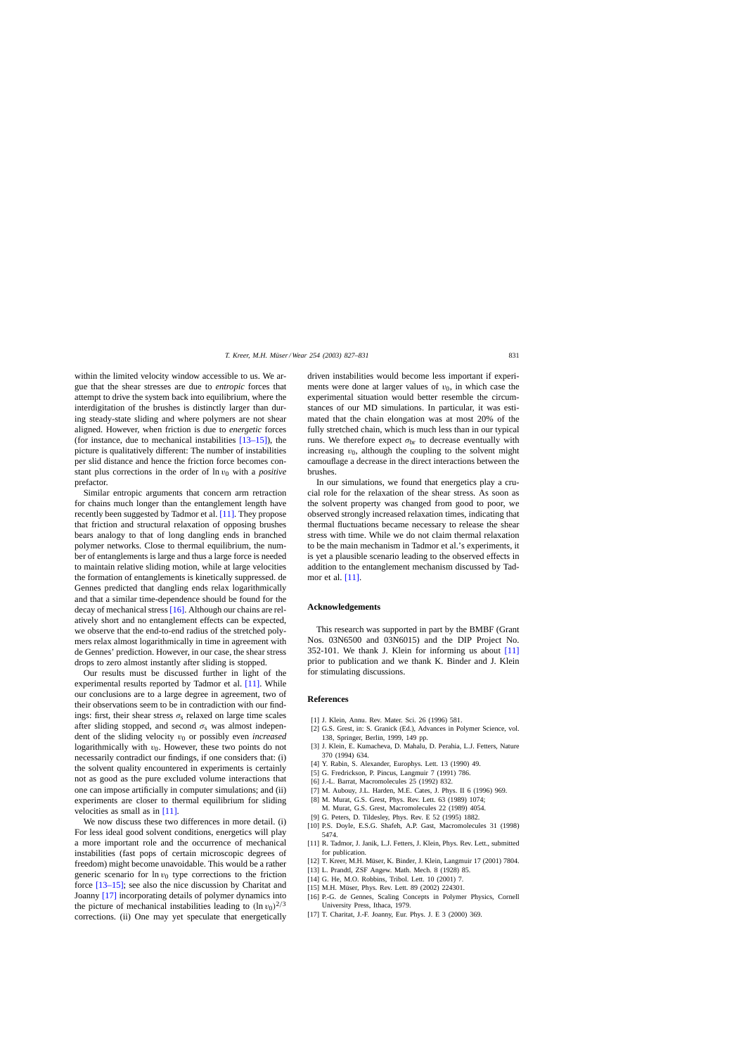within the limited velocity window accessible to us. We argue that the shear stresses are due to *entropic* forces that attempt to drive the system back into equilibrium, where the interdigitation of the brushes is distinctly larger than during steady-state sliding and where polymers are not shear aligned. However, when friction is due to *energetic* forces (for instance, due to mechanical instabilities [13–15]), the picture is qualitatively different: The number of instabilities per slid distance and hence the friction force becomes constant plus corrections in the order of $\ln v_0$ with a *positive* prefactor.

Similar entropic arguments that concern arm retraction for chains much longer than the entanglement length have recently been suggested by Tadmor et al. [11]. They propose that friction and structural relaxation of opposing brushes bears analogy to that of long dangling ends in branched polymer networks. Close to thermal equilibrium, the number of entanglements is large and thus a large force is needed to maintain relative sliding motion, while at large velocities the formation of entanglements is kinetically suppressed. de Gennes predicted that dangling ends relax logarithmically and that a similar time-dependence should be found for the decay of mechanical stress [16]. Although our chains are relatively short and no entanglement effects can be expected, we observe that the end-to-end radius of the stretched polymers relax almost logarithmically in time in agreement with de Gennes' prediction. However, in our case, the shear stress drops to zero almost instantly after sliding is stopped.

Our results must be discussed further in light of the experimental results reported by Tadmor et al. [11]. While our conclusions are to a large degree in agreement, two of their observations seem to be in contradiction with our findings: first, their shear stress $\sigma_s$ relaxed on large time scales after sliding stopped, and second $\sigma_s$ was almost independent of the sliding velocity $v_0$ or possibly even *increased* logarithmically with $v_0$. However, these two points do not necessarily contradict our findings, if one considers that: (i) the solvent quality encountered in experiments is certainly not as good as the pure excluded volume interactions that one can impose artificially in computer simulations; and (ii) experiments are closer to thermal equilibrium for sliding velocities as small as in [11].

We now discuss these two differences in more detail. (i) For less ideal good solvent conditions, energetics will play a more important role and the occurrence of mechanical instabilities (fast pops of certain microscopic degrees of freedom) might become unavoidable. This would be a rather generic scenario for $\ln v_0$ type corrections to the friction force [13–15]; see also the nice discussion by Charitat and Joanny [17] incorporating details of polymer dynamics into the picture of mechanical instabilities leading to $(\ln v_0)^{2/3}$ corrections. (ii) One may yet speculate that energetically driven instabilities would become less important if experiments were done at larger values of $v_0$, in which case the experimental situation would better resemble the circumstances of our MD simulations. In particular, it was estimated that the chain elongation was at most 20% of the fully stretched chain, which is much less than in our typical runs. We therefore expect $\sigma_{br}$ to decrease eventually with increasing $v_0$, although the coupling to the solvent might camouflage a decrease in the direct interactions between the brushes.

In our simulations, we found that energetics play a crucial role for the relaxation of the shear stress. As soon as the solvent property was changed from good to poor, we observed strongly increased relaxation times, indicating that thermal fluctuations became necessary to release the shear stress with time. While we do not claim thermal relaxation to be the main mechanism in Tadmor et al.'s experiments, it is yet a plausible scenario leading to the observed effects in addition to the entanglement mechanism discussed by Tadmor et al. [11].

## Acknowledgements

This research was supported in part by the BMBF (Grant Nos. 03N6500 and 03N6015) and the DIP Project No. 352-101. We thank J. Klein for informing us about [11] prior to publication and we thank K. Binder and J. Klein for stimulating discussions.

## References

[1] J. Klein, Annu. Rev. Mater. Sci. 26 (1996) 581.
[2] G.S. Grest, in: S. Granick (Ed.), Advances in Polymer Science, vol. 138, Springer, Berlin, 1999, 149 pp.
[3] J. Klein, E. Kumacheva, D. Mahalu, D. Perahia, L.J. Fetters, Nature 370 (1994) 634.
[4] Y. Rabin, S. Alexander, Europhys. Lett. 13 (1990) 49.
[5] G. Fredrickson, P. Pincus, Langmuir 7 (1991) 786.
[6] J.-L. Barrat, Macromolecules 25 (1992) 832.
[7] M. Aubouy, J.L. Harden, M.E. Cates, J. Phys. II 6 (1996) 969.
[8] M. Murat, G.S. Grest, Phys. Rev. Lett. 63 (1989) 1074; M. Murat, G.S. Grest, Macromolecules 22 (1989) 4054.
[9] G. Peters, D. Tildesley, Phys. Rev. E 52 (1995) 1882.
[10] P.S. Doyle, E.S.G. Shafeh, A.P. Gast, Macromolecules 31 (1998) 5474.
[11] R. Tadmor, J. Janik, L.J. Fetters, J. Klein, Phys. Rev. Lett., submitted for publication.
[12] T. Kreer, M.H. Müser, K. Binder, J. Klein, Langmuir 17 (2001) 7804.
[13] L. Prandtl, ZSF Angew. Math. Mech. 8 (1928) 85.
[14] G. He, M.O. Robbins, Tribol. Lett. 10 (2001) 7.
[15] M.H. Müser, Phys. Rev. Lett. 89 (2002) 224301.
[16] P.-G. de Gennes, Scaling Concepts in Polymer Physics, Cornell University Press, Ithaca, 1979.
[17] T. Charitat, J.-F. Joanny, Eur. Phys. J. E 3 (2000) 369.